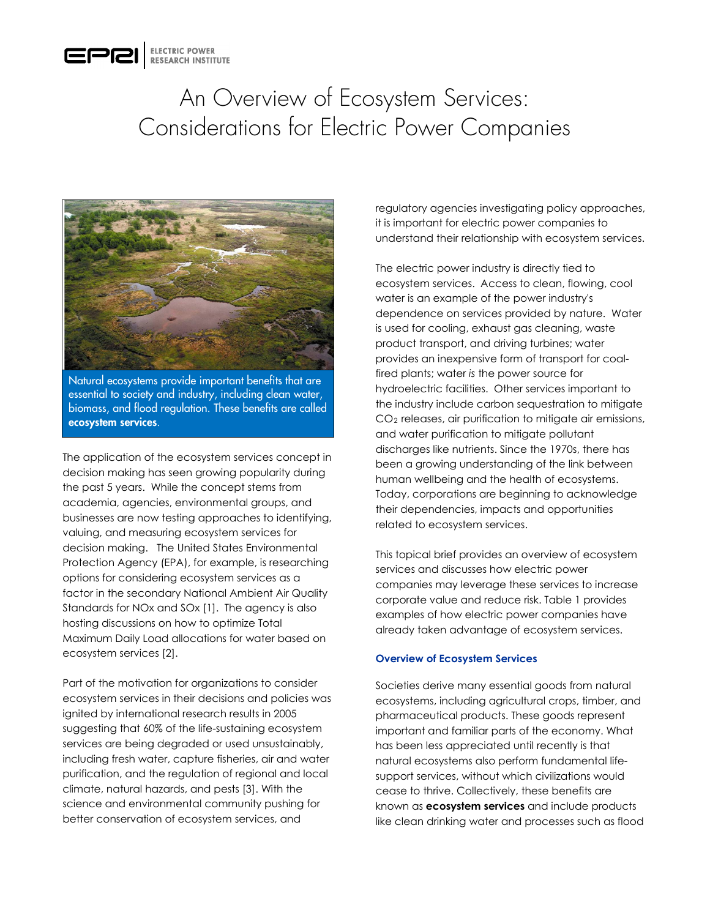# An Overview of Ecosystem Services: Considerations for Electric Power Companies

Natural ecosystems provide important benefits that are essential to society and industry, including clean water, biomass, and flood regulation. These benefits are called **ecosystem services**.

The application of the ecosystem services concept in decision making has seen growing popularity during the past 5 years. While the concept stems from academia, agencies, environmental groups, and businesses are now testing approaches to identifying, valuing, and measuring ecosystem services for decision making. The United States Environmental Protection Agency (EPA), for example, is researching options for considering ecosystem services as a factor in the secondary National Ambient Air Quality Standards for NOx and SOx [1]. The agency is also hosting discussions on how to optimize Total Maximum Daily Load allocations for water based on ecosystem services [2].

Part of the motivation for organizations to consider ecosystem services in their decisions and policies was ignited by international research results in 2005 suggesting that 60% of the life-sustaining ecosystem services are being degraded or used unsustainably, including fresh water, capture fisheries, air and water purification, and the regulation of regional and local climate, natural hazards, and pests [3]. With the science and environmental community pushing for better conservation of ecosystem services, and regulatory agencies investigating policy approaches, it is important for electric power companies to understand their relationship with ecosystem services.

The electric power industry is directly tied to ecosystem services. Access to clean, flowing, cool water is an example of the power industry's dependence on services provided by nature. Water is used for cooling, exhaust gas cleaning, waste product transport, and driving turbines; water provides an inexpensive form of transport for coal-fired plants; water *is* the power source for hydroelectric facilities. Other services important to the industry include carbon sequestration to mitigate $CO_2$ releases, air purification to mitigate air emissions, and water purification to mitigate pollutant discharges like nutrients. Since the 1970s, there has been a growing understanding of the link between human wellbeing and the health of ecosystems. Today, corporations are beginning to acknowledge their dependencies, impacts and opportunities related to ecosystem services.

This topical brief provides an overview of ecosystem services and discusses how electric power companies may leverage these services to increase corporate value and reduce risk. Table 1 provides examples of how electric power companies have already taken advantage of ecosystem services.

### Overview of Ecosystem Services

Societies derive many essential goods from natural ecosystems, including agricultural crops, timber, and pharmaceutical products. These goods represent important and familiar parts of the economy. What has been less appreciated until recently is that natural ecosystems also perform fundamental life-support services, without which civilizations would cease to thrive. Collectively, these benefits are known as **ecosystem services** and include products like clean drinking water and processes such as flood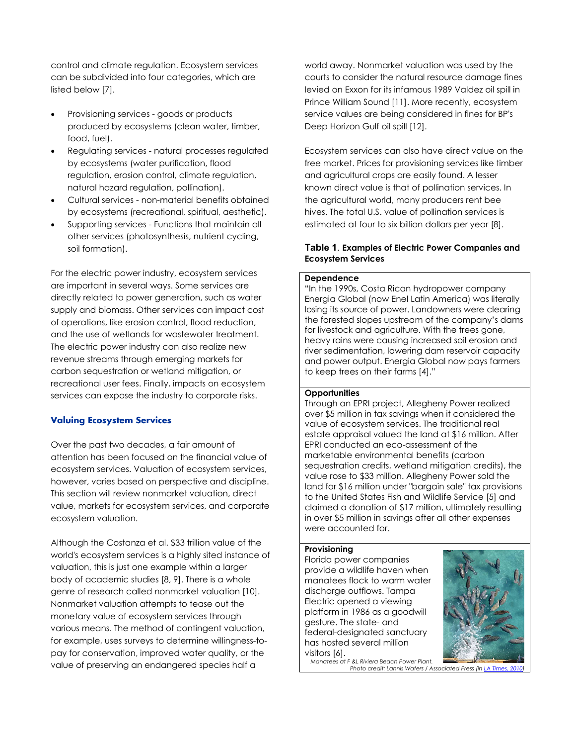control and climate regulation. Ecosystem services can be subdivided into four categories, which are listed below [7].

- Provisioning services - goods or products produced by ecosystems (clean water, timber, food, fuel).
- Regulating services - natural processes regulated by ecosystems (water purification, flood regulation, erosion control, climate regulation, natural hazard regulation, pollination).
- Cultural services - non-material benefits obtained by ecosystems (recreational, spiritual, aesthetic).
- Supporting services - Functions that maintain all other services (photosynthesis, nutrient cycling, soil formation).

For the electric power industry, ecosystem services are important in several ways. Some services are directly related to power generation, such as water supply and biomass. Other services can impact cost of operations, like erosion control, flood reduction, and the use of wetlands for wastewater treatment. The electric power industry can also realize new revenue streams through emerging markets for carbon sequestration or wetland mitigation, or recreational user fees. Finally, impacts on ecosystem services can expose the industry to corporate risks.

## Valuing Ecosystem Services

Over the past two decades, a fair amount of attention has been focused on the financial value of ecosystem services. Valuation of ecosystem services, however, varies based on perspective and discipline. This section will review nonmarket valuation, direct value, markets for ecosystem services, and corporate ecosystem valuation.

Although the Costanza et al. $33 trillion value of the world's ecosystem services is a highly sited instance of valuation, this is just one example within a larger body of academic studies [8, 9]. There is a whole genre of research called nonmarket valuation [10]. Nonmarket valuation attempts to tease out the monetary value of ecosystem services through various means. The method of contingent valuation, for example, uses surveys to determine willingness-to-pay for conservation, improved water quality, or the value of preserving an endangered species half a world away. Nonmarket valuation was used by the courts to consider the natural resource damage fines levied on Exxon for its infamous 1989 Valdez oil spill in Prince William Sound [11]. More recently, ecosystem service values are being considered in fines for BP's Deep Horizon Gulf oil spill [12].

Ecosystem services can also have direct value on the free market. Prices for provisioning services like timber and agricultural crops are easily found. A lesser known direct value is that of pollination services. In the agricultural world, many producers rent bee hives. The total U.S. value of pollination services is estimated at four to six billion dollars per year [8].

**Table 1. Examples of Electric Power Companies and Ecosystem Services**

**Dependence**

"In the 1990s, Costa Rican hydropower company Energia Global (now Enel Latin America) was literally losing its source of power. Landowners were clearing the forested slopes upstream of the company's dams for livestock and agriculture. With the trees gone, heavy rains were causing increased soil erosion and river sedimentation, lowering dam reservoir capacity and power output. Energia Global now pays farmers to keep trees on their farms [4]."

**Opportunities**

Through an EPRI project, Allegheny Power realized over $5 million in tax savings when it considered the value of ecosystem services. The traditional real estate appraisal valued the land at $16 million. After EPRI conducted an eco-assessment of the marketable environmental benefits (carbon sequestration credits, wetland mitigation credits), the value rose to $33 million. Allegheny Power sold the land for $16 million under "bargain sale" tax provisions to the United States Fish and Wildlife Service [5] and claimed a donation of $17 million, ultimately resulting in over $5 million in savings after all other expenses were accounted for.

**Provisioning**

Florida power companies provide a wildlife haven when manatees flock to warm water discharge outflows. Tampa Electric opened a viewing platform in 1986 as a goodwill gesture. The state- and federal-designated sanctuary has hosted several million visitors [6].

*Manatees at F &L Riviera Beach Power Plant. Photo credit: Lannis Waters / Associated Press (in LA Times, 2010)*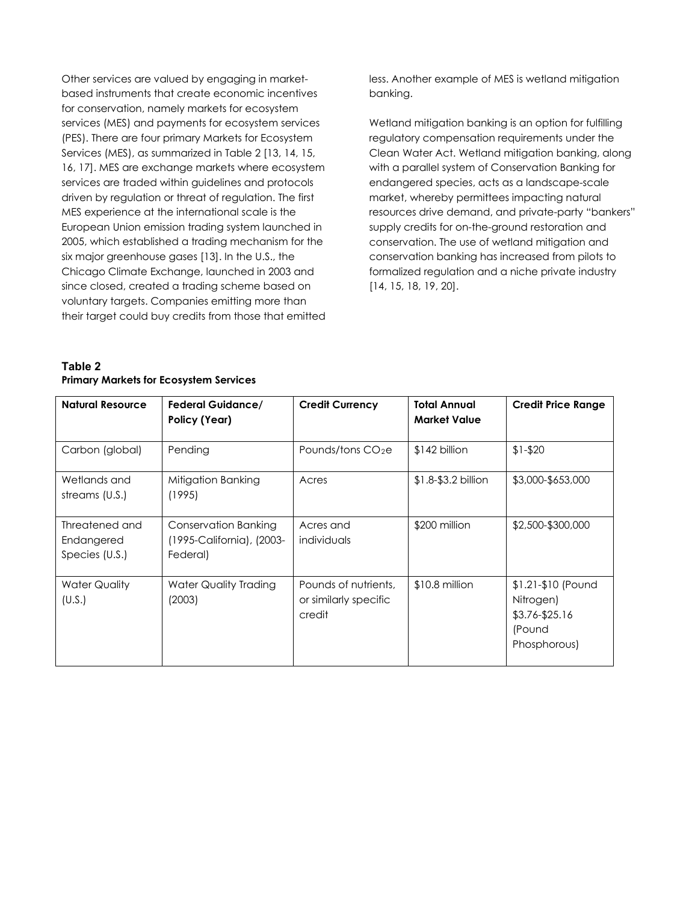Other services are valued by engaging in market-based instruments that create economic incentives for conservation, namely markets for ecosystem services (MES) and payments for ecosystem services (PES). There are four primary Markets for Ecosystem Services (MES), as summarized in Table 2 [13, 14, 15, 16, 17]. MES are exchange markets where ecosystem services are traded within guidelines and protocols driven by regulation or threat of regulation. The first MES experience at the international scale is the European Union emission trading system launched in 2005, which established a trading mechanism for the six major greenhouse gases [13]. In the U.S., the Chicago Climate Exchange, launched in 2003 and since closed, created a trading scheme based on voluntary targets. Companies emitting more than their target could buy credits from those that emitted less. Another example of MES is wetland mitigation banking.

Wetland mitigation banking is an option for fulfilling regulatory compensation requirements under the Clean Water Act. Wetland mitigation banking, along with a parallel system of Conservation Banking for endangered species, acts as a landscape-scale market, whereby permittees impacting natural resources drive demand, and private-party "bankers" supply credits for on-the-ground restoration and conservation. The use of wetland mitigation and conservation banking has increased from pilots to formalized regulation and a niche private industry [14, 15, 18, 19, 20].

**Table 2**
**Primary Markets for Ecosystem Services**

| Natural Resource | Federal Guidance/ Policy (Year) | Credit Currency | Total Annual Market Value | Credit Price Range |
|---|---|---|---|---|
| Carbon (global) | Pending | Pounds/tons $CO_2e$ | $142 billion | $1-$20 |
| Wetlands and streams (U.S.) | Mitigation Banking (1995) | Acres | $1.8-$3.2 billion | $3,000-$653,000 |
| Threatened and Endangered Species (U.S.) | Conservation Banking (1995-California), (2003-Federal) | Acres and individuals | $200 million | $2,500-$300,000 |
| Water Quality (U.S.) | Water Quality Trading (2003) | Pounds of nutrients, or similarly specific credit | $10.8 million | $1.21-$10 (Pound Nitrogen) $3.76-$25.16 (Pound Phosphorous) |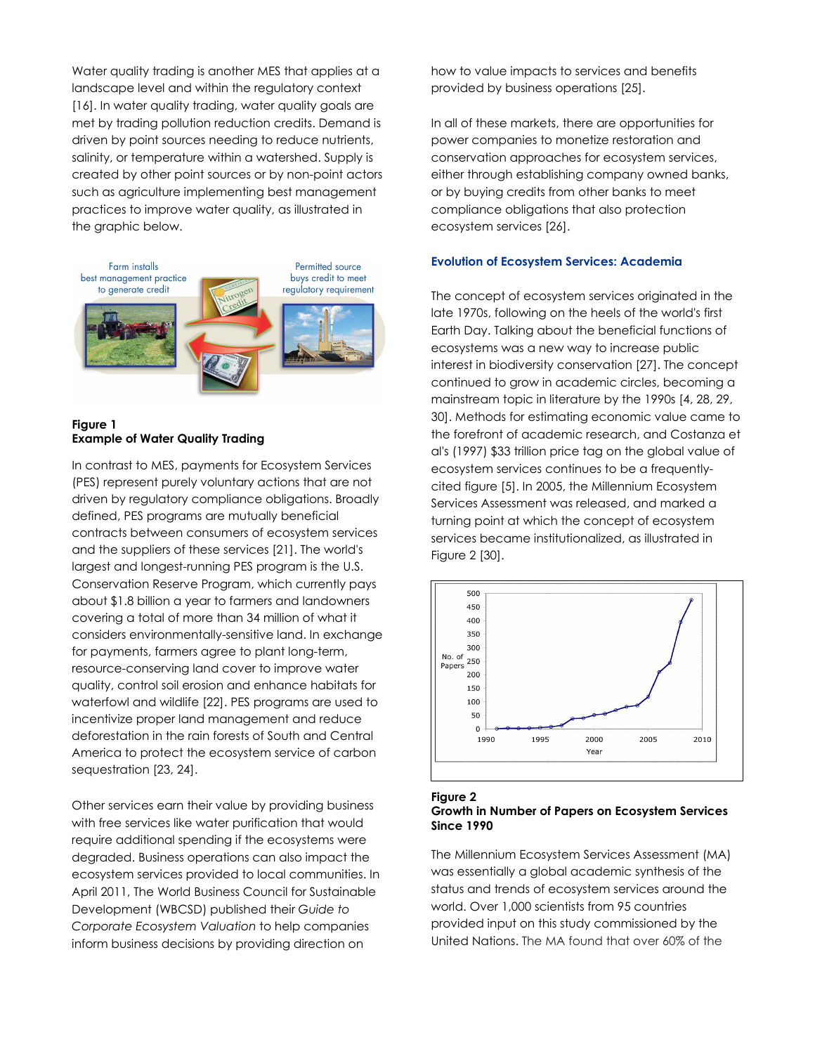Water quality trading is another MES that applies at a landscape level and within the regulatory context [16]. In water quality trading, water quality goals are met by trading pollution reduction credits. Demand is driven by point sources needing to reduce nutrients, salinity, or temperature within a watershed. Supply is created by other point sources or by non-point actors such as agriculture implementing best management practices to improve water quality, as illustrated in the graphic below.

**Figure 1**
**Example of Water Quality Trading**

In contrast to MES, payments for Ecosystem Services (PES) represent purely voluntary actions that are not driven by regulatory compliance obligations. Broadly defined, PES programs are mutually beneficial contracts between consumers of ecosystem services and the suppliers of these services [21]. The world's largest and longest-running PES program is the U.S. Conservation Reserve Program, which currently pays about $1.8 billion a year to farmers and landowners covering a total of more than 34 million of what it considers environmentally-sensitive land. In exchange for payments, farmers agree to plant long-term, resource-conserving land cover to improve water quality, control soil erosion and enhance habitats for waterfowl and wildlife [22]. PES programs are used to incentivize proper land management and reduce deforestation in the rain forests of South and Central America to protect the ecosystem service of carbon sequestration [23, 24].

Other services earn their value by providing business with free services like water purification that would require additional spending if the ecosystems were degraded. Business operations can also impact the ecosystem services provided to local communities. In April 2011, The World Business Council for Sustainable Development (WBCSD) published their *Guide to Corporate Ecosystem Valuation* to help companies inform business decisions by providing direction on how to value impacts to services and benefits provided by business operations [25].

In all of these markets, there are opportunities for power companies to monetize restoration and conservation approaches for ecosystem services, either through establishing company owned banks, or by buying credits from other banks to meet compliance obligations that also protection ecosystem services [26].

### Evolution of Ecosystem Services: Academia

The concept of ecosystem services originated in the late 1970s, following on the heels of the world's first Earth Day. Talking about the beneficial functions of ecosystems was a new way to increase public interest in biodiversity conservation [27]. The concept continued to grow in academic circles, becoming a mainstream topic in literature by the 1990s [4, 28, 29, 30]. Methods for estimating economic value came to the forefront of academic research, and Costanza et al's (1997) $33 trillion price tag on the global value of ecosystem services continues to be a frequently-cited figure [5]. In 2005, the Millennium Ecosystem Services Assessment was released, and marked a turning point at which the concept of ecosystem services became institutionalized, as illustrated in Figure 2 [30].

**Figure 2**
**Growth in Number of Papers on Ecosystem Services Since 1990**

The Millennium Ecosystem Services Assessment (MA) was essentially a global academic synthesis of the status and trends of ecosystem services around the world. Over 1,000 scientists from 95 countries provided input on this study commissioned by the United Nations. The MA found that over 60% of the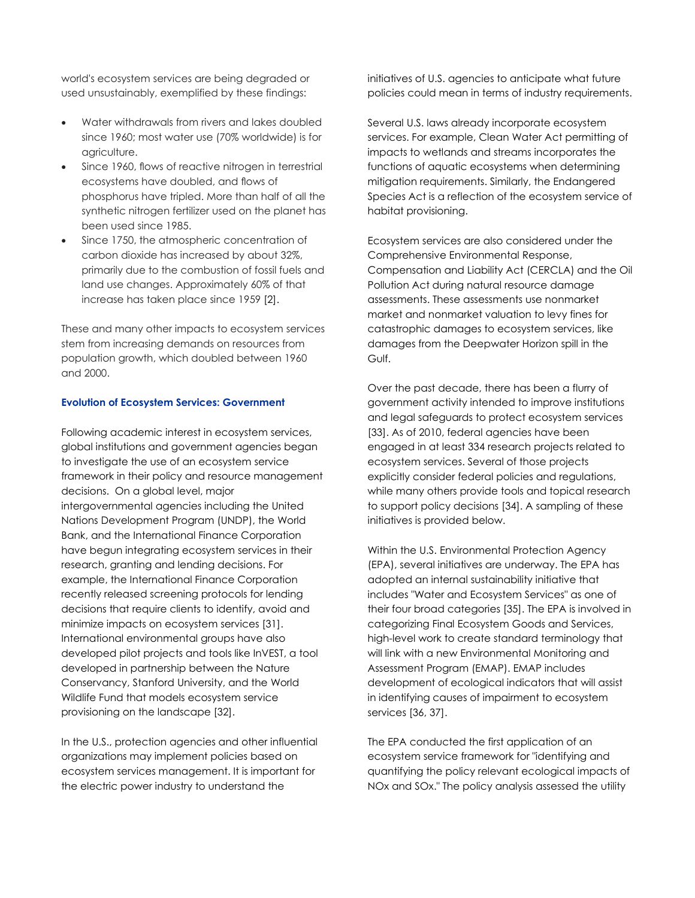world's ecosystem services are being degraded or used unsustainably, exemplified by these findings:

- Water withdrawals from rivers and lakes doubled since 1960; most water use (70% worldwide) is for agriculture.
- Since 1960, flows of reactive nitrogen in terrestrial ecosystems have doubled, and flows of phosphorus have tripled. More than half of all the synthetic nitrogen fertilizer used on the planet has been used since 1985.
- Since 1750, the atmospheric concentration of carbon dioxide has increased by about 32%, primarily due to the combustion of fossil fuels and land use changes. Approximately 60% of that increase has taken place since 1959 [2].

These and many other impacts to ecosystem services stem from increasing demands on resources from population growth, which doubled between 1960 and 2000.

### Evolution of Ecosystem Services: Government

Following academic interest in ecosystem services, global institutions and government agencies began to investigate the use of an ecosystem service framework in their policy and resource management decisions. On a global level, major intergovernmental agencies including the United Nations Development Program (UNDP), the World Bank, and the International Finance Corporation have begun integrating ecosystem services in their research, granting and lending decisions. For example, the International Finance Corporation recently released screening protocols for lending decisions that require clients to identify, avoid and minimize impacts on ecosystem services [31]. International environmental groups have also developed pilot projects and tools like InVEST, a tool developed in partnership between the Nature Conservancy, Stanford University, and the World Wildlife Fund that models ecosystem service provisioning on the landscape [32].

In the U.S., protection agencies and other influential organizations may implement policies based on ecosystem services management. It is important for the electric power industry to understand the initiatives of U.S. agencies to anticipate what future policies could mean in terms of industry requirements.

Several U.S. laws already incorporate ecosystem services. For example, Clean Water Act permitting of impacts to wetlands and streams incorporates the functions of aquatic ecosystems when determining mitigation requirements. Similarly, the Endangered Species Act is a reflection of the ecosystem service of habitat provisioning.

Ecosystem services are also considered under the Comprehensive Environmental Response, Compensation and Liability Act (CERCLA) and the Oil Pollution Act during natural resource damage assessments. These assessments use nonmarket market and nonmarket valuation to levy fines for catastrophic damages to ecosystem services, like damages from the Deepwater Horizon spill in the Gulf.

Over the past decade, there has been a flurry of government activity intended to improve institutions and legal safeguards to protect ecosystem services [33]. As of 2010, federal agencies have been engaged in at least 334 research projects related to ecosystem services. Several of those projects explicitly consider federal policies and regulations, while many others provide tools and topical research to support policy decisions [34]. A sampling of these initiatives is provided below.

Within the U.S. Environmental Protection Agency (EPA), several initiatives are underway. The EPA has adopted an internal sustainability initiative that includes "Water and Ecosystem Services" as one of their four broad categories [35]. The EPA is involved in categorizing Final Ecosystem Goods and Services, high-level work to create standard terminology that will link with a new Environmental Monitoring and Assessment Program (EMAP). EMAP includes development of ecological indicators that will assist in identifying causes of impairment to ecosystem services [36, 37].

The EPA conducted the first application of an ecosystem service framework for "identifying and quantifying the policy relevant ecological impacts of NOx and SOx." The policy analysis assessed the utility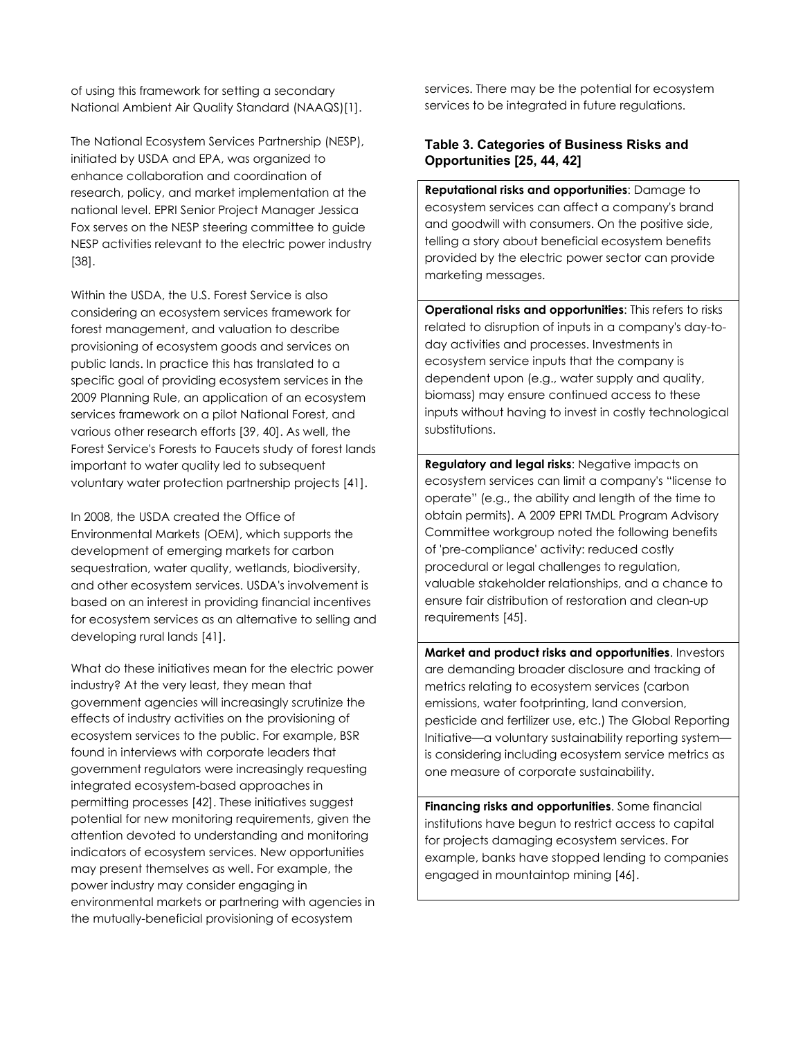of using this framework for setting a secondary National Ambient Air Quality Standard (NAAQS)[1].

The National Ecosystem Services Partnership (NESP), initiated by USDA and EPA, was organized to enhance collaboration and coordination of research, policy, and market implementation at the national level. EPRI Senior Project Manager Jessica Fox serves on the NESP steering committee to guide NESP activities relevant to the electric power industry [38].

Within the USDA, the U.S. Forest Service is also considering an ecosystem services framework for forest management, and valuation to describe provisioning of ecosystem goods and services on public lands. In practice this has translated to a specific goal of providing ecosystem services in the 2009 Planning Rule, an application of an ecosystem services framework on a pilot National Forest, and various other research efforts [39, 40]. As well, the Forest Service's Forests to Faucets study of forest lands important to water quality led to subsequent voluntary water protection partnership projects [41].

In 2008, the USDA created the Office of Environmental Markets (OEM), which supports the development of emerging markets for carbon sequestration, water quality, wetlands, biodiversity, and other ecosystem services. USDA's involvement is based on an interest in providing financial incentives for ecosystem services as an alternative to selling and developing rural lands [41].

What do these initiatives mean for the electric power industry? At the very least, they mean that government agencies will increasingly scrutinize the effects of industry activities on the provisioning of ecosystem services to the public. For example, BSR found in interviews with corporate leaders that government regulators were increasingly requesting integrated ecosystem-based approaches in permitting processes [42]. These initiatives suggest potential for new monitoring requirements, given the attention devoted to understanding and monitoring indicators of ecosystem services. New opportunities may present themselves as well. For example, the power industry may consider engaging in environmental markets or partnering with agencies in the mutually-beneficial provisioning of ecosystem services. There may be the potential for ecosystem services to be integrated in future regulations.

**Table 3. Categories of Business Risks and Opportunities [25, 44, 42]**

| |
|---|
| **Reputational risks and opportunities**: Damage to ecosystem services can affect a company's brand and goodwill with consumers. On the positive side, telling a story about beneficial ecosystem benefits provided by the electric power sector can provide marketing messages. |
| **Operational risks and opportunities**: This refers to risks related to disruption of inputs in a company's day-to-day activities and processes. Investments in ecosystem service inputs that the company is dependent upon (e.g., water supply and quality, biomass) may ensure continued access to these inputs without having to invest in costly technological substitutions. |
| **Regulatory and legal risks**: Negative impacts on ecosystem services can limit a company's "license to operate" (e.g., the ability and length of the time to obtain permits). A 2009 EPRI TMDL Program Advisory Committee workgroup noted the following benefits of 'pre-compliance' activity: reduced costly procedural or legal challenges to regulation, valuable stakeholder relationships, and a chance to ensure fair distribution of restoration and clean-up requirements [45]. |
| **Market and product risks and opportunities**. Investors are demanding broader disclosure and tracking of metrics relating to ecosystem services (carbon emissions, water footprinting, land conversion, pesticide and fertilizer use, etc.) The Global Reporting Initiative—a voluntary sustainability reporting system—is considering including ecosystem service metrics as one measure of corporate sustainability. |
| **Financing risks and opportunities**. Some financial institutions have begun to restrict access to capital for projects damaging ecosystem services. For example, banks have stopped lending to companies engaged in mountaintop mining [46]. |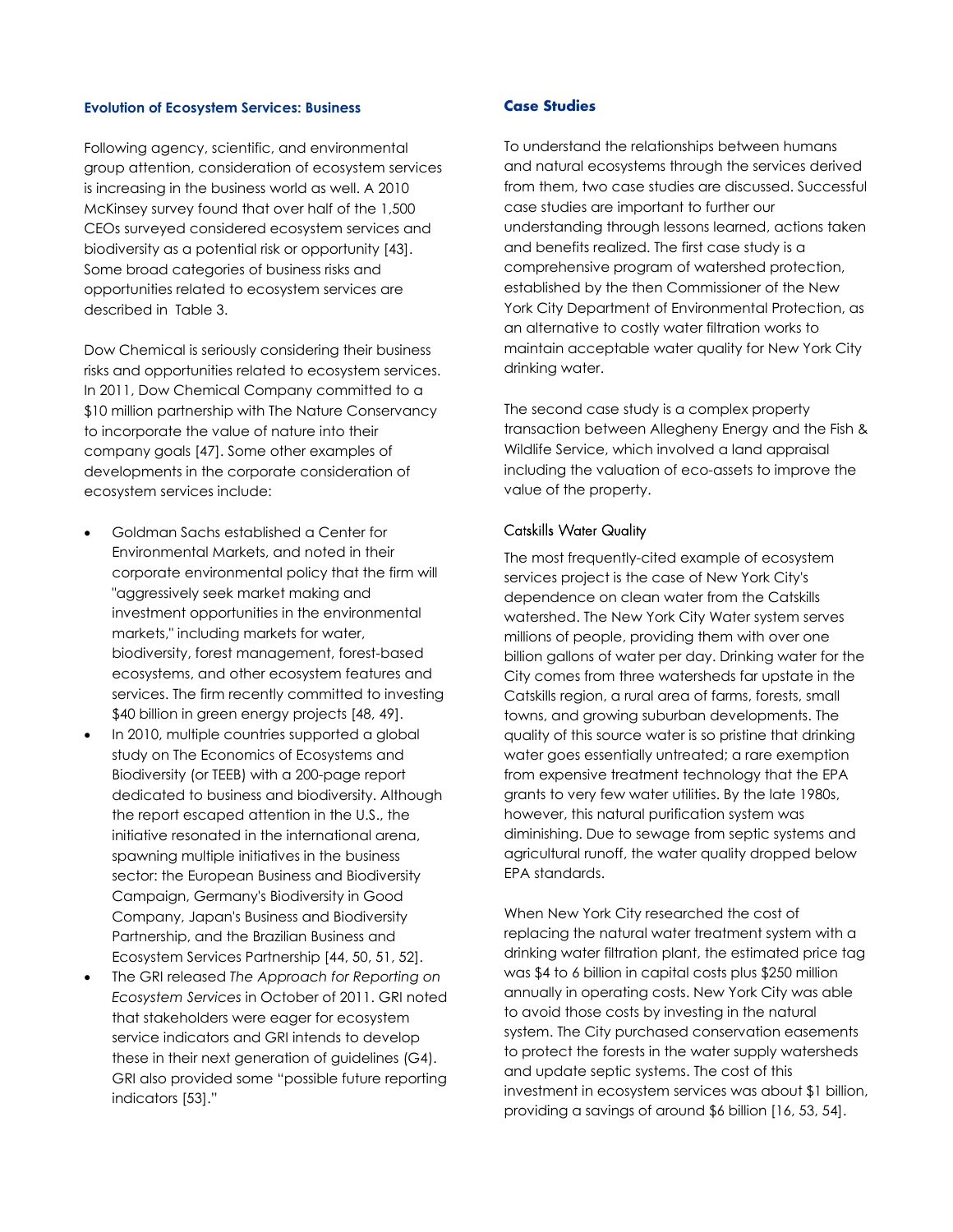### Evolution of Ecosystem Services: Business

Following agency, scientific, and environmental group attention, consideration of ecosystem services is increasing in the business world as well. A 2010 McKinsey survey found that over half of the 1,500 CEOs surveyed considered ecosystem services and biodiversity as a potential risk or opportunity [43]. Some broad categories of business risks and opportunities related to ecosystem services are described in Table 3.

Dow Chemical is seriously considering their business risks and opportunities related to ecosystem services. In 2011, Dow Chemical Company committed to a $10 million partnership with The Nature Conservancy to incorporate the value of nature into their company goals [47]. Some other examples of developments in the corporate consideration of ecosystem services include:

- Goldman Sachs established a Center for Environmental Markets, and noted in their corporate environmental policy that the firm will "aggressively seek market making and investment opportunities in the environmental markets," including markets for water, biodiversity, forest management, forest-based ecosystems, and other ecosystem features and services. The firm recently committed to investing $40 billion in green energy projects [48, 49].
- In 2010, multiple countries supported a global study on The Economics of Ecosystems and Biodiversity (or TEEB) with a 200-page report dedicated to business and biodiversity. Although the report escaped attention in the U.S., the initiative resonated in the international arena, spawning multiple initiatives in the business sector: the European Business and Biodiversity Campaign, Germany's Biodiversity in Good Company, Japan's Business and Biodiversity Partnership, and the Brazilian Business and Ecosystem Services Partnership [44, 50, 51, 52].
- The GRI released *The Approach for Reporting on Ecosystem Services* in October of 2011. GRI noted that stakeholders were eager for ecosystem service indicators and GRI intends to develop these in their next generation of guidelines (G4). GRI also provided some "possible future reporting indicators [53]."

### Case Studies

To understand the relationships between humans and natural ecosystems through the services derived from them, two case studies are discussed. Successful case studies are important to further our understanding through lessons learned, actions taken and benefits realized. The first case study is a comprehensive program of watershed protection, established by the then Commissioner of the New York City Department of Environmental Protection, as an alternative to costly water filtration works to maintain acceptable water quality for New York City drinking water.

The second case study is a complex property transaction between Allegheny Energy and the Fish & Wildlife Service, which involved a land appraisal including the valuation of eco-assets to improve the value of the property.

#### Catskills Water Quality

The most frequently-cited example of ecosystem services project is the case of New York City's dependence on clean water from the Catskills watershed. The New York City Water system serves millions of people, providing them with over one billion gallons of water per day. Drinking water for the City comes from three watersheds far upstate in the Catskills region, a rural area of farms, forests, small towns, and growing suburban developments. The quality of this source water is so pristine that drinking water goes essentially untreated; a rare exemption from expensive treatment technology that the EPA grants to very few water utilities. By the late 1980s, however, this natural purification system was diminishing. Due to sewage from septic systems and agricultural runoff, the water quality dropped below EPA standards.

When New York City researched the cost of replacing the natural water treatment system with a drinking water filtration plant, the estimated price tag was $4 to 6 billion in capital costs plus $250 million annually in operating costs. New York City was able to avoid those costs by investing in the natural system. The City purchased conservation easements to protect the forests in the water supply watersheds and update septic systems. The cost of this investment in ecosystem services was about $1 billion, providing a savings of around $6 billion [16, 53, 54].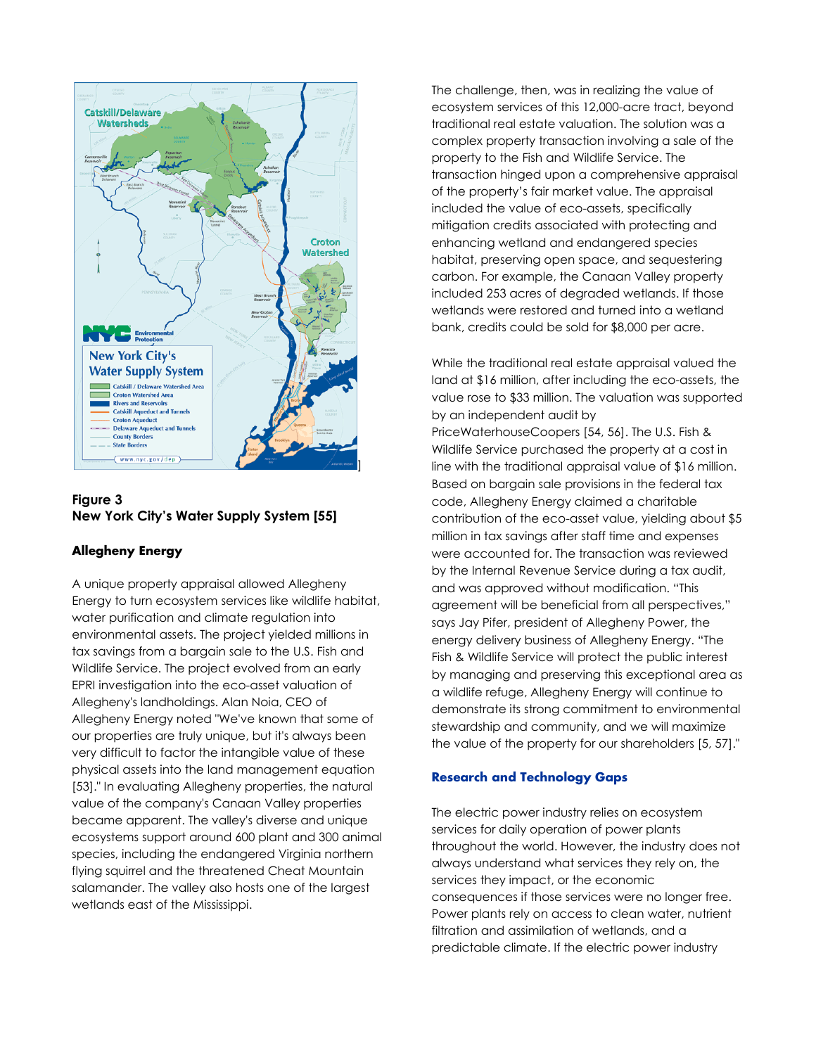**Figure 3**
**New York City's Water Supply System [55]**

**Allegheny Energy**

A unique property appraisal allowed Allegheny Energy to turn ecosystem services like wildlife habitat, water purification and climate regulation into environmental assets. The project yielded millions in tax savings from a bargain sale to the U.S. Fish and Wildlife Service. The project evolved from an early EPRI investigation into the eco-asset valuation of Allegheny's landholdings. Alan Noia, CEO of Allegheny Energy noted "We've known that some of our properties are truly unique, but it's always been very difficult to factor the intangible value of these physical assets into the land management equation [53]." In evaluating Allegheny properties, the natural value of the company's Canaan Valley properties became apparent. The valley's diverse and unique ecosystems support around 600 plant and 300 animal species, including the endangered Virginia northern flying squirrel and the threatened Cheat Mountain salamander. The valley also hosts one of the largest wetlands east of the Mississippi.

The challenge, then, was in realizing the value of ecosystem services of this 12,000-acre tract, beyond traditional real estate valuation. The solution was a complex property transaction involving a sale of the property to the Fish and Wildlife Service. The transaction hinged upon a comprehensive appraisal of the property's fair market value. The appraisal included the value of eco-assets, specifically mitigation credits associated with protecting and enhancing wetland and endangered species habitat, preserving open space, and sequestering carbon. For example, the Canaan Valley property included 253 acres of degraded wetlands. If those wetlands were restored and turned into a wetland bank, credits could be sold for $8,000 per acre.

While the traditional real estate appraisal valued the land at $16 million, after including the eco-assets, the value rose to $33 million. The valuation was supported by an independent audit by PriceWaterhouseCoopers [54, 56]. The U.S. Fish & Wildlife Service purchased the property at a cost in line with the traditional appraisal value of $16 million. Based on bargain sale provisions in the federal tax code, Allegheny Energy claimed a charitable contribution of the eco-asset value, yielding about $5 million in tax savings after staff time and expenses were accounted for. The transaction was reviewed by the Internal Revenue Service during a tax audit, and was approved without modification. "This agreement will be beneficial from all perspectives," says Jay Pifer, president of Allegheny Power, the energy delivery business of Allegheny Energy. "The Fish & Wildlife Service will protect the public interest by managing and preserving this exceptional area as a wildlife refuge, Allegheny Energy will continue to demonstrate its strong commitment to environmental stewardship and community, and we will maximize the value of the property for our shareholders [5, 57]."

## Research and Technology Gaps

The electric power industry relies on ecosystem services for daily operation of power plants throughout the world. However, the industry does not always understand what services they rely on, the services they impact, or the economic consequences if those services were no longer free. Power plants rely on access to clean water, nutrient filtration and assimilation of wetlands, and a predictable climate. If the electric power industry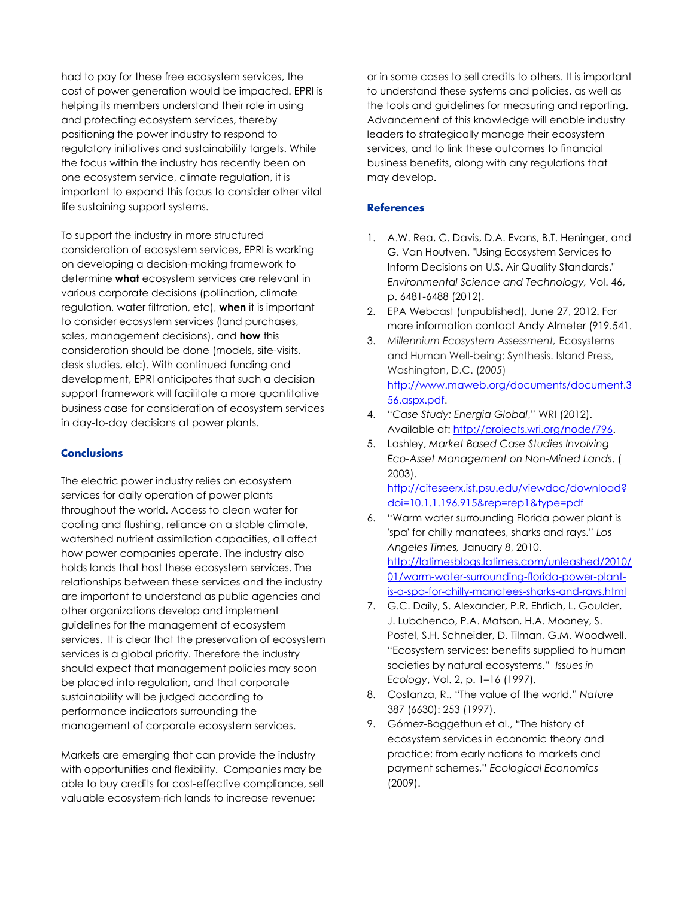had to pay for these free ecosystem services, the cost of power generation would be impacted. EPRI is helping its members understand their role in using and protecting ecosystem services, thereby positioning the power industry to respond to regulatory initiatives and sustainability targets. While the focus within the industry has recently been on one ecosystem service, climate regulation, it is important to expand this focus to consider other vital life sustaining support systems.

To support the industry in more structured consideration of ecosystem services, EPRI is working on developing a decision-making framework to determine **what** ecosystem services are relevant in various corporate decisions (pollination, climate regulation, water filtration, etc), **when** it is important to consider ecosystem services (land purchases, sales, management decisions), and **how** this consideration should be done (models, site-visits, desk studies, etc). With continued funding and development, EPRI anticipates that such a decision support framework will facilitate a more quantitative business case for consideration of ecosystem services in day-to-day decisions at power plants.

## Conclusions

The electric power industry relies on ecosystem services for daily operation of power plants throughout the world. Access to clean water for cooling and flushing, reliance on a stable climate, watershed nutrient assimilation capacities, all affect how power companies operate. The industry also holds lands that host these ecosystem services. The relationships between these services and the industry are important to understand as public agencies and other organizations develop and implement guidelines for the management of ecosystem services. It is clear that the preservation of ecosystem services is a global priority. Therefore the industry should expect that management policies may soon be placed into regulation, and that corporate sustainability will be judged according to performance indicators surrounding the management of corporate ecosystem services.

Markets are emerging that can provide the industry with opportunities and flexibility. Companies may be able to buy credits for cost-effective compliance, sell valuable ecosystem-rich lands to increase revenue; or in some cases to sell credits to others. It is important to understand these systems and policies, as well as the tools and guidelines for measuring and reporting. Advancement of this knowledge will enable industry leaders to strategically manage their ecosystem services, and to link these outcomes to financial business benefits, along with any regulations that may develop.

## References

1. A.W. Rea, C. Davis, D.A. Evans, B.T. Heninger, and G. Van Houtven. "Using Ecosystem Services to Inform Decisions on U.S. Air Quality Standards." *Environmental Science and Technology,* Vol. 46, p. 6481-6488 (2012).
2. EPA Webcast (unpublished), June 27, 2012. For more information contact Andy Almeter (919.541.
3. *Millennium Ecosystem Assessment,* Ecosystems and Human Well-being: Synthesis. Island Press, Washington, D.C. (*2005*) http://www.maweb.org/documents/document.356.aspx.pdf.
4. "*Case Study: Energia Global*," WRI (2012). Available at: http://projects.wri.org/node/796.
5. Lashley, *Market Based Case Studies Involving Eco-Asset Management on Non-Mined Lands*. ( 2003). http://citeseerx.ist.psu.edu/viewdoc/download?doi=10.1.1.196.915&rep=rep1&type=pdf
6. "Warm water surrounding Florida power plant is 'spa' for chilly manatees, sharks and rays." *Los Angeles Times,* January 8, 2010. http://latimesblogs.latimes.com/unleashed/2010/01/warm-water-surrounding-florida-power-plant-is-a-spa-for-chilly-manatees-sharks-and-rays.html
7. G.C. Daily, S. Alexander, P.R. Ehrlich, L. Goulder, J. Lubchenco, P.A. Matson, H.A. Mooney, S. Postel, S.H. Schneider, D. Tilman, G.M. Woodwell. "Ecosystem services: benefits supplied to human societies by natural ecosystems." *Issues in Ecology*, Vol. 2, p. 1–16 (1997).
8. Costanza, R.. "The value of the world." *Nature* 387 (6630): 253 (1997).
9. Gómez-Baggethun et al., "The history of ecosystem services in economic theory and practice: from early notions to markets and payment schemes," *Ecological Economics* (2009).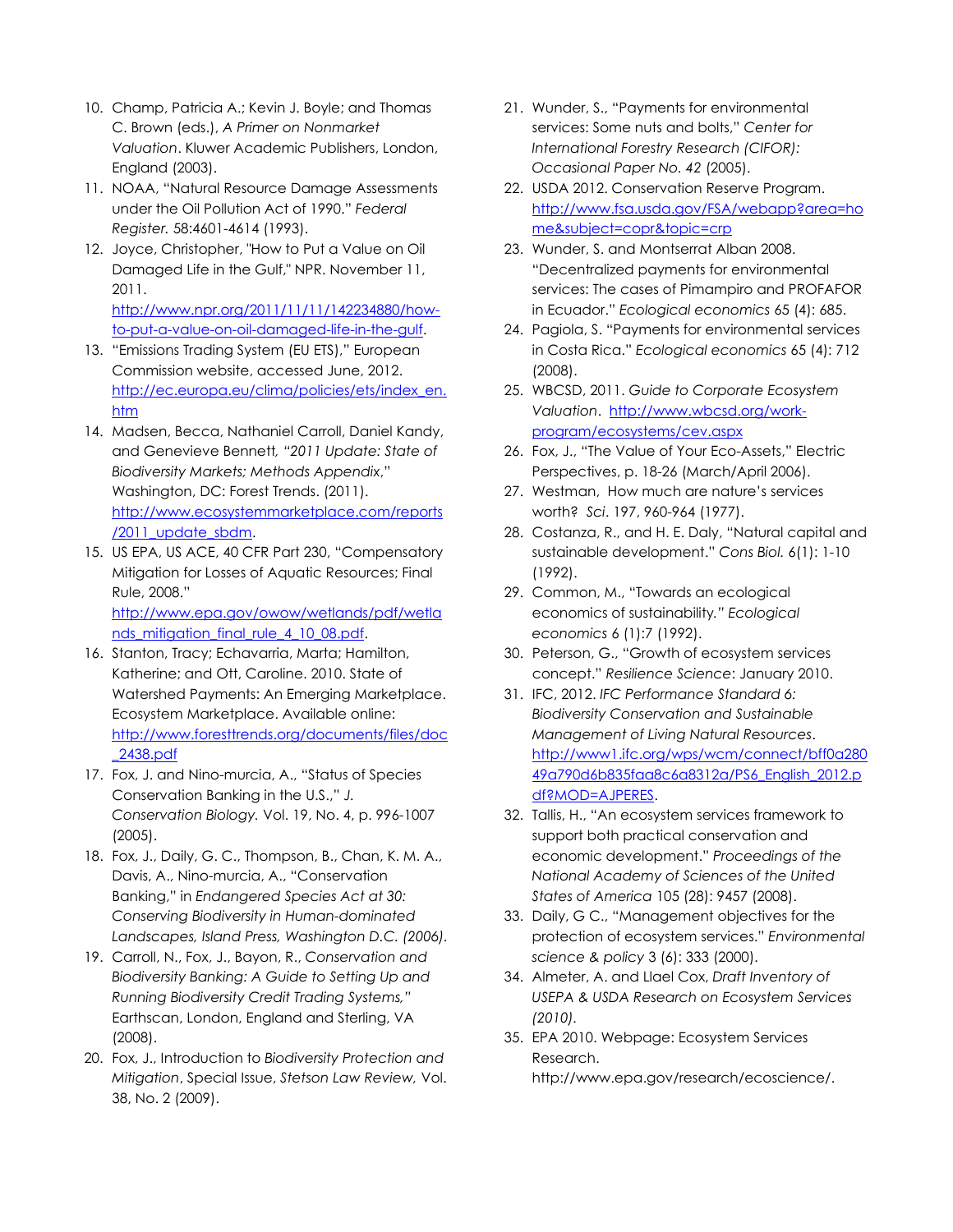10. Champ, Patricia A.; Kevin J. Boyle; and Thomas C. Brown (eds.), *A Primer on Nonmarket Valuation*. Kluwer Academic Publishers, London, England (2003).
11. NOAA, "Natural Resource Damage Assessments under the Oil Pollution Act of 1990." *Federal Register.* 58:4601-4614 (1993).
12. Joyce, Christopher, "How to Put a Value on Oil Damaged Life in the Gulf," NPR. November 11, 2011. http://www.npr.org/2011/11/11/142234880/how-to-put-a-value-on-oil-damaged-life-in-the-gulf.
13. "Emissions Trading System (EU ETS)," European Commission website, accessed June, 2012. http://ec.europa.eu/clima/policies/ets/index_en.htm
14. Madsen, Becca, Nathaniel Carroll, Daniel Kandy, and Genevieve Bennett*, "2011 Update: State of Biodiversity Markets; Methods Appendix*," Washington, DC: Forest Trends. (2011). http://www.ecosystemmarketplace.com/reports/2011_update_sbdm.
15. US EPA, US ACE, 40 CFR Part 230, "Compensatory Mitigation for Losses of Aquatic Resources; Final Rule, 2008." http://www.epa.gov/owow/wetlands/pdf/wetlands_mitigation_final_rule_4_10_08.pdf.
16. Stanton, Tracy; Echavarria, Marta; Hamilton, Katherine; and Ott, Caroline. 2010. State of Watershed Payments: An Emerging Marketplace. Ecosystem Marketplace. Available online: http://www.foresttrends.org/documents/files/doc_2438.pdf
17. Fox, J. and Nino-murcia, A., "Status of Species Conservation Banking in the U.S.," *J. Conservation Biology.* Vol. 19, No. 4, p. 996-1007 (2005).
18. Fox, J., Daily, G. C., Thompson, B., Chan, K. M. A., Davis, A., Nino-murcia, A., "Conservation Banking," in *Endangered Species Act at 30: Conserving Biodiversity in Human-dominated Landscapes, Island Press, Washington D.C. (2006).*
19. Carroll, N., Fox, J., Bayon, R., *Conservation and Biodiversity Banking: A Guide to Setting Up and Running Biodiversity Credit Trading Systems,"* Earthscan, London, England and Sterling, VA (2008).
20. Fox, J., Introduction to *Biodiversity Protection and Mitigation*, Special Issue, *Stetson Law Review,* Vol. 38, No. 2 (2009).
21. Wunder, S., "Payments for environmental services: Some nuts and bolts," *Center for International Forestry Research (CIFOR): Occasional Paper No. 42* (2005).
22. USDA 2012. Conservation Reserve Program. http://www.fsa.usda.gov/FSA/webapp?area=home&subject=copr&topic=crp
23. Wunder, S. and Montserrat Alban 2008. "Decentralized payments for environmental services: The cases of Pimampiro and PROFAFOR in Ecuador." *Ecological economics* 65 (4): 685.
24. Pagiola, S. "Payments for environmental services in Costa Rica." *Ecological economics* 65 (4): 712 (2008).
25. WBCSD, 2011. *Guide to Corporate Ecosystem Valuation*. http://www.wbcsd.org/work-program/ecosystems/cev.aspx
26. Fox, J., "The Value of Your Eco-Assets," Electric Perspectives, p. 18-26 (March/April 2006).
27. Westman, How much are nature's services worth? *Sci*. 197, 960-964 (1977).
28. Costanza, R., and H. E. Daly, "Natural capital and sustainable development." *Cons Biol.* 6(1): 1-10 (1992).
29. Common, M., "Towards an ecological economics of sustainability*." Ecological economics* 6 (1):7 (1992).
30. Peterson, G., "Growth of ecosystem services concept." *Resilience Science*: January 2010.
31. IFC, 2012. *IFC Performance Standard 6: Biodiversity Conservation and Sustainable Management of Living Natural Resources*. http://www1.ifc.org/wps/wcm/connect/bff0a28049a790d6b835faa8c6a8312a/PS6_English_2012.pdf?MOD=AJPERES.
32. Tallis, H., "An ecosystem services framework to support both practical conservation and economic development." *Proceedings of the National Academy of Sciences of the United States of America* 105 (28): 9457 (2008).
33. Daily, G C., "Management objectives for the protection of ecosystem services." *Environmental science & policy* 3 (6): 333 (2000).
34. Almeter, A. and Llael Cox, *Draft Inventory of USEPA & USDA Research on Ecosystem Services (2010).*
35. EPA 2010. Webpage: Ecosystem Services Research. http://www.epa.gov/research/ecoscience/.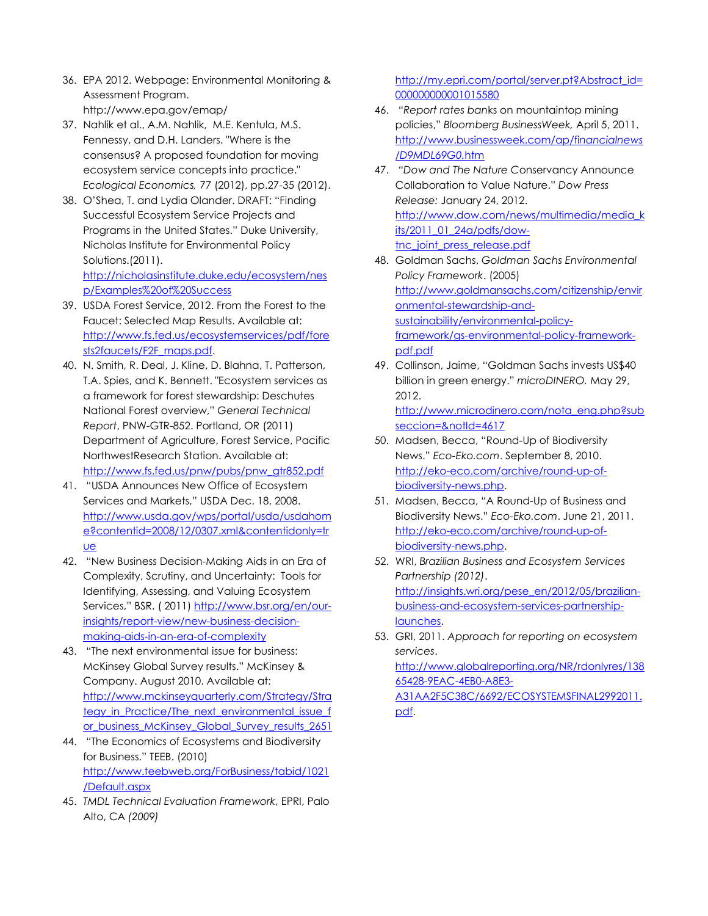36. EPA 2012. Webpage: Environmental Monitoring & Assessment Program. http://www.epa.gov/emap/
37. Nahlik et al., A.M. Nahlik, M.E. Kentula, M.S. Fennessy, and D.H. Landers. "Where is the consensus? A proposed foundation for moving ecosystem service concepts into practice." *Ecological Economics,* 77 (2012), pp.27-35 (2012).
38. O'Shea, T. and Lydia Olander. DRAFT: "Finding Successful Ecosystem Service Projects and Programs in the United States." Duke University, Nicholas Institute for Environmental Policy Solutions.(2011). http://nicholasinstitute.duke.edu/ecosystem/nesp/Examples%20of%20Success
39. USDA Forest Service, 2012. From the Forest to the Faucet: Selected Map Results. Available at: http://www.fs.fed.us/ecosystemservices/pdf/forests2faucets/F2F_maps.pdf.
40. N. Smith, R. Deal, J. Kline, D. Blahna, T. Patterson, T.A. Spies, and K. Bennett. "Ecosystem services as a framework for forest stewardship: Deschutes National Forest overview," *General Technical Report*, PNW-GTR-852. Portland, OR (2011) Department of Agriculture, Forest Service, Pacific NorthwestResearch Station. Available at: http://www.fs.fed.us/pnw/pubs/pnw_gtr852.pdf
41. "USDA Announces New Office of Ecosystem Services and Markets," USDA Dec. 18, 2008. http://www.usda.gov/wps/portal/usda/usdahome?contentid=2008/12/0307.xml&contentidonly=true
42. "New Business Decision-Making Aids in an Era of Complexity, Scrutiny, and Uncertainty: Tools for Identifying, Assessing, and Valuing Ecosystem Services," BSR. ( 2011) http://www.bsr.org/en/our-insights/report-view/new-business-decision-making-aids-in-an-era-of-complexity
43. "The next environmental issue for business: McKinsey Global Survey results." McKinsey & Company. August 2010. Available at: http://www.mckinseyquarterly.com/Strategy/Strategy_in_Practice/The_next_environmental_issue_for_business_McKinsey_Global_Survey_results_2651
44. "The Economics of Ecosystems and Biodiversity for Business." TEEB. (2010) http://www.teebweb.org/ForBusiness/tabid/1021/Default.aspx
45. *TMDL Technical Evaluation Framework*, EPRI, Palo Alto, CA *(2009)* http://my.epri.com/portal/server.pt?Abstract_id=000000000001015580
46. *"Report rates banks* on mountaintop mining policies," *Bloomberg BusinessWeek,* April 5, 2011. http://www.businessweek.com/ap/financialnews/D9MDL69G0.htm
47. *"Dow and The Nature* Conservancy Announce Collaboration to Value Nature." *Dow Press Release:* January 24, 2012. http://www.dow.com/news/multimedia/media_kits/2011_01_24a/pdfs/dow-tnc_joint_press_release.pdf
48. Goldman Sachs, *Goldman Sachs Environmental Policy Framework*. (2005) http://www.goldmansachs.com/citizenship/environmental-stewardship-and-sustainability/environmental-policy-framework/gs-environmental-policy-framework-pdf.pdf
49. Collinson, Jaime, "Goldman Sachs invests US$40 billion in green energy." *microDINERO.* May 29, 2012. http://www.microdinero.com/nota_eng.php?subseccion=&notId=4617
50. Madsen, Becca, "Round-Up of Biodiversity News." *Eco-Eko.com*. September 8, 2010. http://eko-eco.com/archive/round-up-of-biodiversity-news.php.
51. Madsen, Becca, "A Round-Up of Business and Biodiversity News." *Eco-Eko.com*. June 21, 2011. http://eko-eco.com/archive/round-up-of-biodiversity-news.php.
52. WRI, *Brazilian Business and Ecosystem Services Partnership (2012)*. http://insights.wri.org/pese_en/2012/05/brazilian-business-and-ecosystem-services-partnership-launches.
53. GRI, 2011. *Approach for reporting on ecosystem services*. http://www.globalreporting.org/NR/rdonlyres/13865428-9EAC-4EB0-A8E3-A31AA2F5C38C/6692/ECOSYSTEMSFINAL2992011.pdf.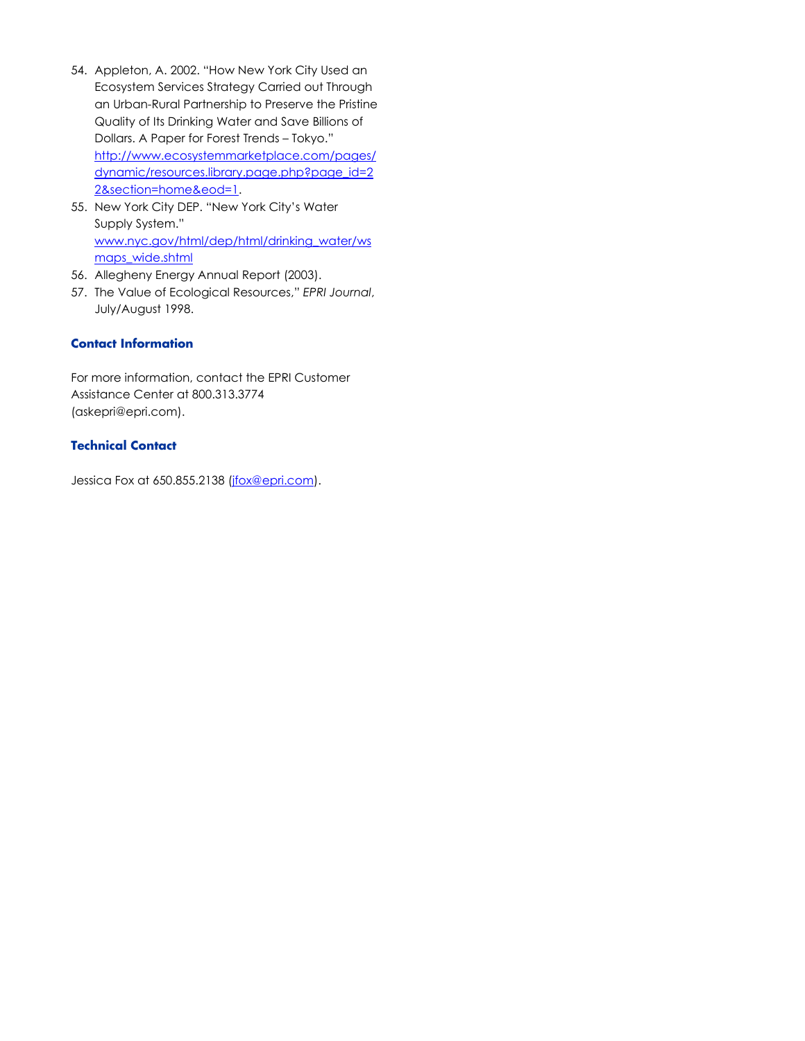54. Appleton, A. 2002. "How New York City Used an Ecosystem Services Strategy Carried out Through an Urban-Rural Partnership to Preserve the Pristine Quality of Its Drinking Water and Save Billions of Dollars. A Paper for Forest Trends – Tokyo." http://www.ecosystemmarketplace.com/pages/dynamic/resources.library.page.php?page_id=22&section=home&eod=1.
55. New York City DEP. "New York City's Water Supply System." www.nyc.gov/html/dep/html/drinking_water/wsmaps_wide.shtml
56. Allegheny Energy Annual Report (2003).
57. The Value of Ecological Resources," *EPRI Journal*, July/August 1998.

### Contact Information

For more information, contact the EPRI Customer Assistance Center at 800.313.3774 (askepri@epri.com).

### Technical Contact

Jessica Fox at 650.855.2138 (jfox@epri.com).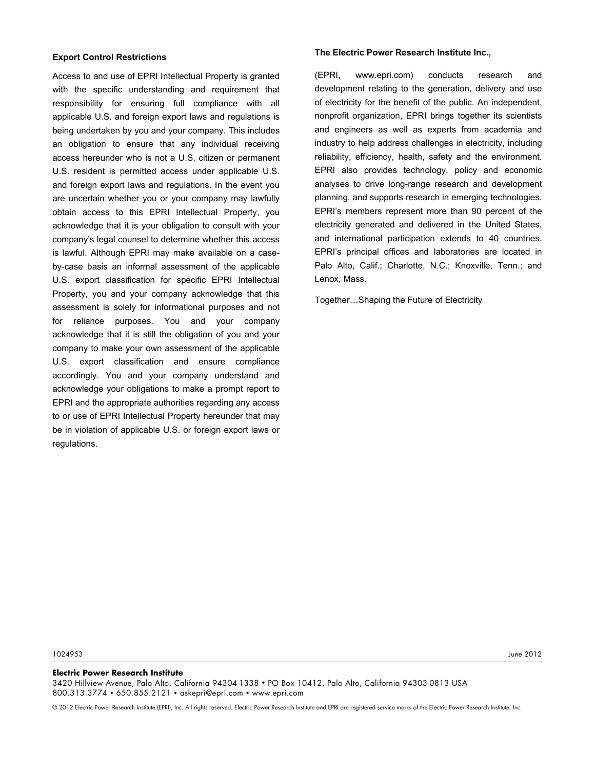**Export Control Restrictions**

Access to and use of EPRI Intellectual Property is granted with the specific understanding and requirement that responsibility for ensuring full compliance with all applicable U.S. and foreign export laws and regulations is being undertaken by you and your company. This includes an obligation to ensure that any individual receiving access hereunder who is not a U.S. citizen or permanent U.S. resident is permitted access under applicable U.S. and foreign export laws and regulations. In the event you are uncertain whether you or your company may lawfully obtain access to this EPRI Intellectual Property, you acknowledge that it is your obligation to consult with your company's legal counsel to determine whether this access is lawful. Although EPRI may make available on a case-by-case basis an informal assessment of the applicable U.S. export classification for specific EPRI Intellectual Property, you and your company acknowledge that this assessment is solely for informational purposes and not for reliance purposes. You and your company acknowledge that it is still the obligation of you and your company to make your own assessment of the applicable U.S. export classification and ensure compliance accordingly. You and your company understand and acknowledge your obligations to make a prompt report to EPRI and the appropriate authorities regarding any access to or use of EPRI Intellectual Property hereunder that may be in violation of applicable U.S. or foreign export laws or regulations.

**The Electric Power Research Institute Inc.,**

(EPRI, www.epri.com) conducts research and development relating to the generation, delivery and use of electricity for the benefit of the public. An independent, nonprofit organization, EPRI brings together its scientists and engineers as well as experts from academia and industry to help address challenges in electricity, including reliability, efficiency, health, safety and the environment. EPRI also provides technology, policy and economic analyses to drive long-range research and development planning, and supports research in emerging technologies. EPRI's members represent more than 90 percent of the electricity generated and delivered in the United States, and international participation extends to 40 countries. EPRI's principal offices and laboratories are located in Palo Alto, Calif.; Charlotte, N.C.; Knoxville, Tenn.; and Lenox, Mass.

Together…Shaping the Future of Electricity

1024953 June 2012

**Electric Power Research Institute**

3420 Hillview Avenue, Palo Alto, California 94304-1338 • PO Box 10412, Palo Alto, California 94303-0813 USA
800.313.3774 • 650.855.2121 • askepri@epri.com • www.epri.com

© 2012 Electric Power Research Institute (EPRI), Inc. All rights reserved. Electric Power Research Institute and EPRI are registered service marks of the Electric Power Research Institute, Inc.